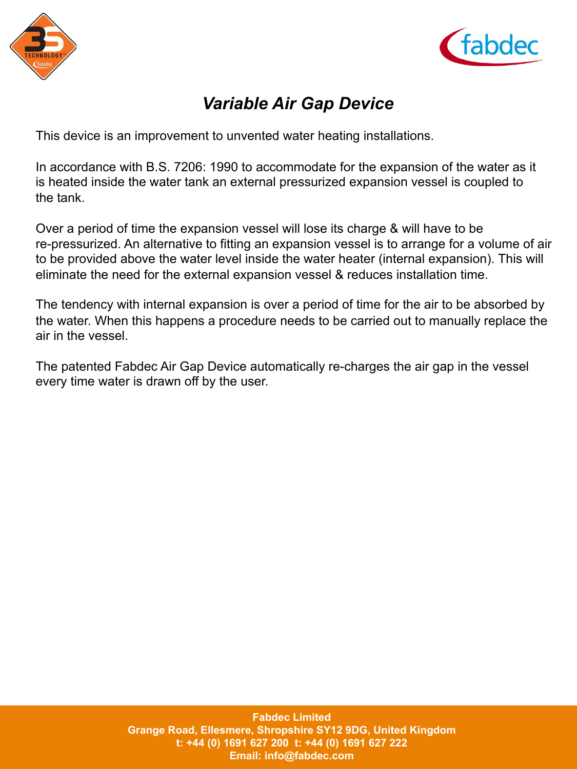# *Variable Air Gap Device*

This device is an improvement to unvented water heating installations.

In accordance with B.S. 7206: 1990 to accommodate for the expansion of the water as it is heated inside the water tank an external pressurized expansion vessel is coupled to the tank.

Over a period of time the expansion vessel will lose its charge & will have to be re-pressurized. An alternative to fitting an expansion vessel is to arrange for a volume of air to be provided above the water level inside the water heater (internal expansion). This will eliminate the need for the external expansion vessel & reduces installation time.

The tendency with internal expansion is over a period of time for the air to be absorbed by the water. When this happens a procedure needs to be carried out to manually replace the air in the vessel.

The patented Fabdec Air Gap Device automatically re-charges the air gap in the vessel every time water is drawn off by the user.

**Fabdec Limited**
**Grange Road, Ellesmere, Shropshire SY12 9DG, United Kingdom**
**t: +44 (0) 1691 627 200 t: +44 (0) 1691 627 222**
**Email: info@fabdec.com**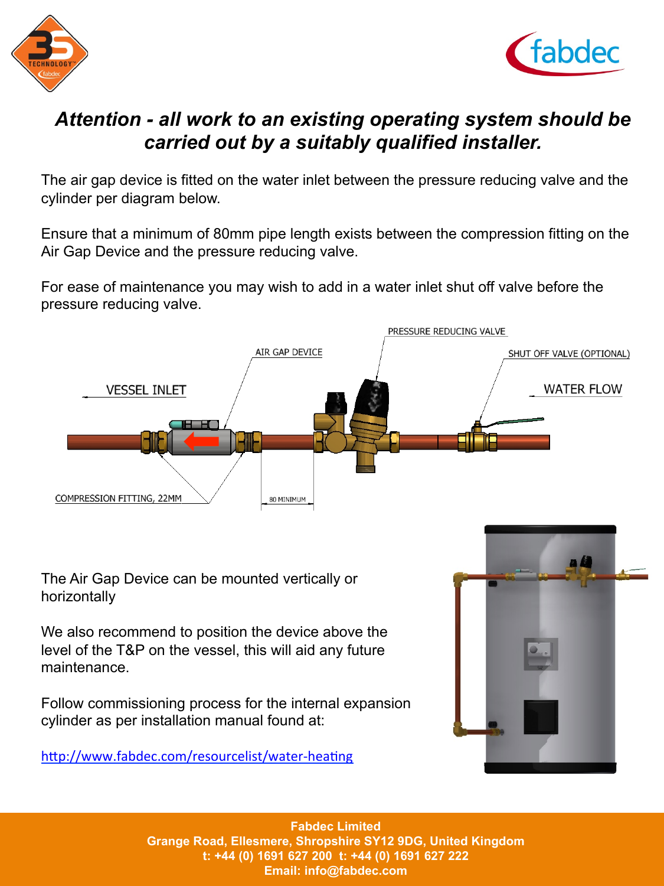***Attention - all work to an existing operating system should be carried out by a suitably qualified installer.***

The air gap device is fitted on the water inlet between the pressure reducing valve and the cylinder per diagram below.

Ensure that a minimum of 80mm pipe length exists between the compression fitting on the Air Gap Device and the pressure reducing valve.

For ease of maintenance you may wish to add in a water inlet shut off valve before the pressure reducing valve.

PRESSURE REDUCING VALVE

AIR GAP DEVICE

SHUT OFF VALVE (OPTIONAL)

VESSEL INLET

WATER FLOW

COMPRESSION FITTING, 22MM

80 MINIMUM

The Air Gap Device can be mounted vertically or horizontally

We also recommend to position the device above the level of the T&P on the vessel, this will aid any future maintenance.

Follow commissioning process for the internal expansion cylinder as per installation manual found at:

http://www.fabdec.com/resourcelist/water-heating

**Fabdec Limited**
**Grange Road, Ellesmere, Shropshire SY12 9DG, United Kingdom**
**t: +44 (0) 1691 627 200 t: +44 (0) 1691 627 222**
**Email: info@fabdec.com**